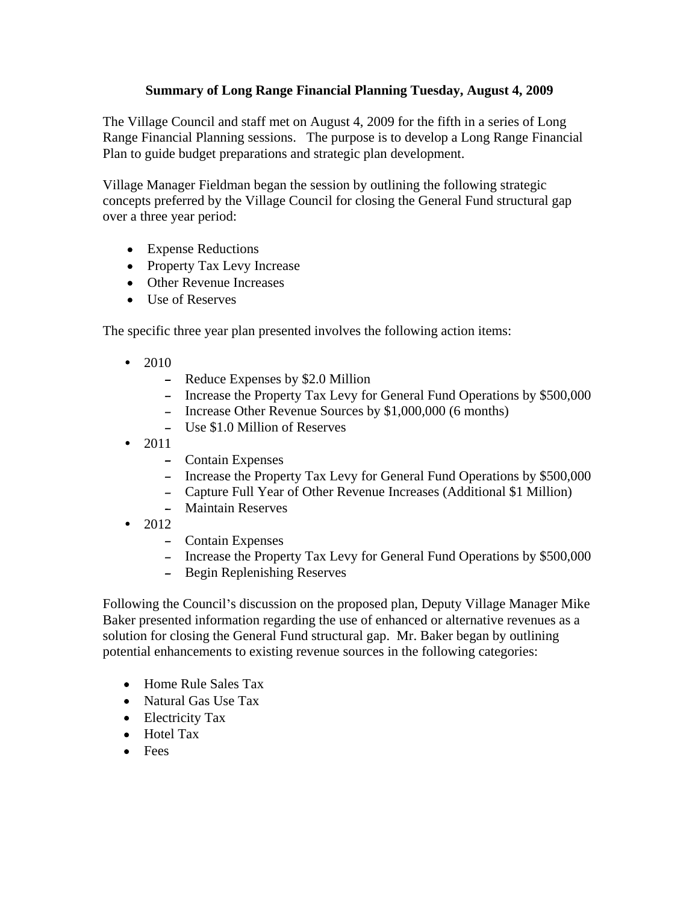**Summary of Long Range Financial Planning Tuesday, August 4, 2009**

The Village Council and staff met on August 4, 2009 for the fifth in a series of Long Range Financial Planning sessions. The purpose is to develop a Long Range Financial Plan to guide budget preparations and strategic plan development.

Village Manager Fieldman began the session by outlining the following strategic concepts preferred by the Village Council for closing the General Fund structural gap over a three year period:

- Expense Reductions
- Property Tax Levy Increase
- Other Revenue Increases
- Use of Reserves

The specific three year plan presented involves the following action items:

- 2010
  - Reduce Expenses by $2.0 Million
  - Increase the Property Tax Levy for General Fund Operations by $500,000
  - Increase Other Revenue Sources by $1,000,000 (6 months)
  - Use $1.0 Million of Reserves
- 2011
  - Contain Expenses
  - Increase the Property Tax Levy for General Fund Operations by $500,000
  - Capture Full Year of Other Revenue Increases (Additional $1 Million)
  - Maintain Reserves
- 2012
  - Contain Expenses
  - Increase the Property Tax Levy for General Fund Operations by $500,000
  - Begin Replenishing Reserves

Following the Council's discussion on the proposed plan, Deputy Village Manager Mike Baker presented information regarding the use of enhanced or alternative revenues as a solution for closing the General Fund structural gap. Mr. Baker began by outlining potential enhancements to existing revenue sources in the following categories:

- Home Rule Sales Tax
- Natural Gas Use Tax
- Electricity Tax
- Hotel Tax
- Fees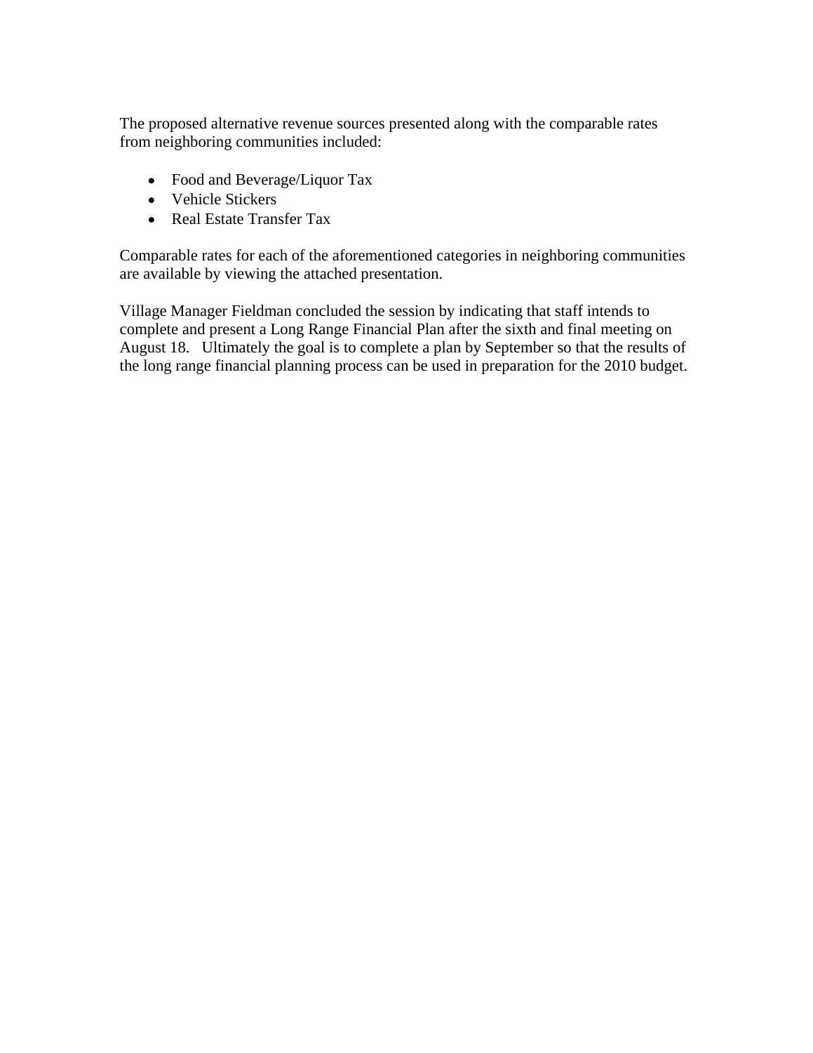The proposed alternative revenue sources presented along with the comparable rates from neighboring communities included:

- Food and Beverage/Liquor Tax
- Vehicle Stickers
- Real Estate Transfer Tax

Comparable rates for each of the aforementioned categories in neighboring communities are available by viewing the attached presentation.

Village Manager Fieldman concluded the session by indicating that staff intends to complete and present a Long Range Financial Plan after the sixth and final meeting on August 18. Ultimately the goal is to complete a plan by September so that the results of the long range financial planning process can be used in preparation for the 2010 budget.